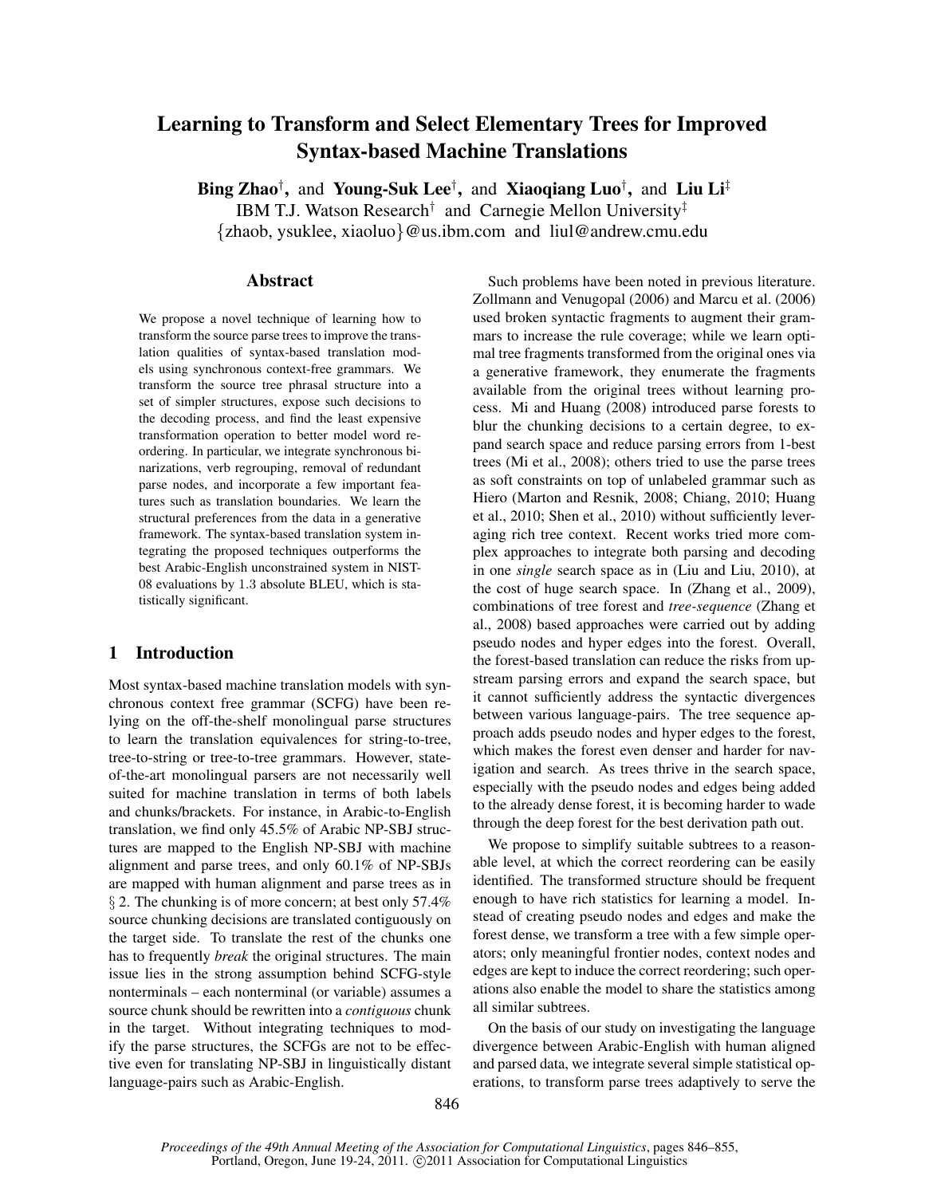# Learning to Transform and Select Elementary Trees for Improved Syntax-based Machine Translations

**Bing Zhao**[†], and **Young-Suk Lee**[†], and **Xiaoqiang Luo**[†], and **Liu Li**[‡]
IBM T.J. Watson Research[†] and Carnegie Mellon University[‡]
{zhaob, ysuklee, xiaoluo}@us.ibm.com and liul@andrew.cmu.edu

## Abstract

We propose a novel technique of learning how to transform the source parse trees to improve the translation qualities of syntax-based translation models using synchronous context-free grammars. We transform the source tree phrasal structure into a set of simpler structures, expose such decisions to the decoding process, and find the least expensive transformation operation to better model word reordering. In particular, we integrate synchronous binarizations, verb regrouping, removal of redundant parse nodes, and incorporate a few important features such as translation boundaries. We learn the structural preferences from the data in a generative framework. The syntax-based translation system integrating the proposed techniques outperforms the best Arabic-English unconstrained system in NIST-08 evaluations by 1.3 absolute BLEU, which is statistically significant.

## 1 Introduction

Most syntax-based machine translation models with synchronous context free grammar (SCFG) have been relying on the off-the-shelf monolingual parse structures to learn the translation equivalences for string-to-tree, tree-to-string or tree-to-tree grammars. However, state-of-the-art monolingual parsers are not necessarily well suited for machine translation in terms of both labels and chunks/brackets. For instance, in Arabic-to-English translation, we find only 45.5% of Arabic NP-SBJ structures are mapped to the English NP-SBJ with machine alignment and parse trees, and only 60.1% of NP-SBJs are mapped with human alignment and parse trees as in § 2. The chunking is of more concern; at best only 57.4% source chunking decisions are translated contiguously on the target side. To translate the rest of the chunks one has to frequently *break* the original structures. The main issue lies in the strong assumption behind SCFG-style nonterminals – each nonterminal (or variable) assumes a source chunk should be rewritten into a *contiguous* chunk in the target. Without integrating techniques to modify the parse structures, the SCFGs are not to be effective even for translating NP-SBJ in linguistically distant language-pairs such as Arabic-English.

Such problems have been noted in previous literature. Zollmann and Venugopal (2006) and Marcu et al. (2006) used broken syntactic fragments to augment their grammars to increase the rule coverage; while we learn optimal tree fragments transformed from the original ones via a generative framework, they enumerate the fragments available from the original trees without learning process. Mi and Huang (2008) introduced parse forests to blur the chunking decisions to a certain degree, to expand search space and reduce parsing errors from 1-best trees (Mi et al., 2008); others tried to use the parse trees as soft constraints on top of unlabeled grammar such as Hiero (Marton and Resnik, 2008; Chiang, 2010; Huang et al., 2010; Shen et al., 2010) without sufficiently leveraging rich tree context. Recent works tried more complex approaches to integrate both parsing and decoding in one *single* search space as in (Liu and Liu, 2010), at the cost of huge search space. In (Zhang et al., 2009), combinations of tree forest and *tree-sequence* (Zhang et al., 2008) based approaches were carried out by adding pseudo nodes and hyper edges into the forest. Overall, the forest-based translation can reduce the risks from upstream parsing errors and expand the search space, but it cannot sufficiently address the syntactic divergences between various language-pairs. The tree sequence approach adds pseudo nodes and hyper edges to the forest, which makes the forest even denser and harder for navigation and search. As trees thrive in the search space, especially with the pseudo nodes and edges being added to the already dense forest, it is becoming harder to wade through the deep forest for the best derivation path out.

We propose to simplify suitable subtrees to a reasonable level, at which the correct reordering can be easily identified. The transformed structure should be frequent enough to have rich statistics for learning a model. Instead of creating pseudo nodes and edges and make the forest dense, we transform a tree with a few simple operators; only meaningful frontier nodes, context nodes and edges are kept to induce the correct reordering; such operations also enable the model to share the statistics among all similar subtrees.

On the basis of our study on investigating the language divergence between Arabic-English with human aligned and parsed data, we integrate several simple statistical operations, to transform parse trees adaptively to serve the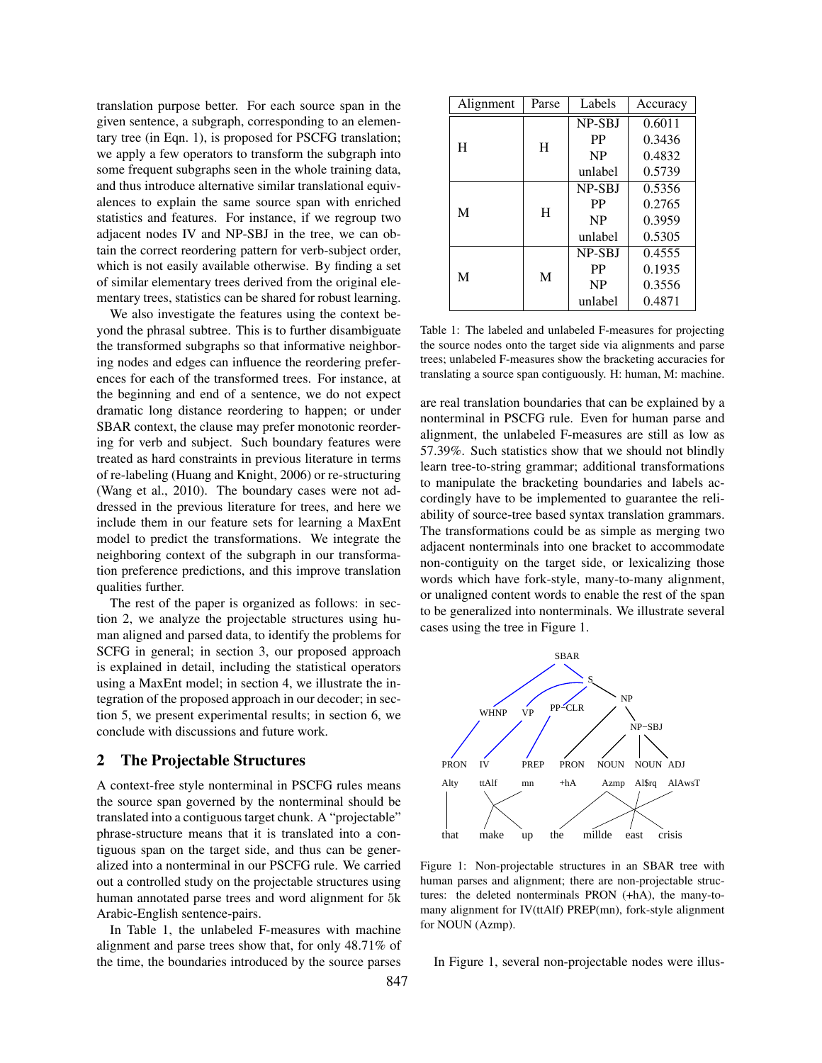translation purpose better. For each source span in the given sentence, a subgraph, corresponding to an elementary tree (in Eqn. 1), is proposed for PSCFG translation; we apply a few operators to transform the subgraph into some frequent subgraphs seen in the whole training data, and thus introduce alternative similar translational equivalences to explain the same source span with enriched statistics and features. For instance, if we regroup two adjacent nodes IV and NP-SBJ in the tree, we can obtain the correct reordering pattern for verb-subject order, which is not easily available otherwise. By finding a set of similar elementary trees derived from the original elementary trees, statistics can be shared for robust learning.

We also investigate the features using the context beyond the phrasal subtree. This is to further disambiguate the transformed subgraphs so that informative neighboring nodes and edges can influence the reordering preferences for each of the transformed trees. For instance, at the beginning and end of a sentence, we do not expect dramatic long distance reordering to happen; or under SBAR context, the clause may prefer monotonic reordering for verb and subject. Such boundary features were treated as hard constraints in previous literature in terms of re-labeling (Huang and Knight, 2006) or re-structuring (Wang et al., 2010). The boundary cases were not addressed in the previous literature for trees, and here we include them in our feature sets for learning a MaxEnt model to predict the transformations. We integrate the neighboring context of the subgraph in our transformation preference predictions, and this improve translation qualities further.

The rest of the paper is organized as follows: in section 2, we analyze the projectable structures using human aligned and parsed data, to identify the problems for SCFG in general; in section 3, our proposed approach is explained in detail, including the statistical operators using a MaxEnt model; in section 4, we illustrate the integration of the proposed approach in our decoder; in section 5, we present experimental results; in section 6, we conclude with discussions and future work.

## 2 The Projectable Structures

A context-free style nonterminal in PSCFG rules means the source span governed by the nonterminal should be translated into a contiguous target chunk. A "projectable" phrase-structure means that it is translated into a contiguous span on the target side, and thus can be generalized into a nonterminal in our PSCFG rule. We carried out a controlled study on the projectable structures using human annotated parse trees and word alignment for 5k Arabic-English sentence-pairs.

In Table 1, the unlabeled F-measures with machine alignment and parse trees show that, for only 48.71% of the time, the boundaries introduced by the source parses are real translation boundaries that can be explained by a nonterminal in PSCFG rule. Even for human parse and alignment, the unlabeled F-measures are still as low as 57.39%. Such statistics show that we should not blindly learn tree-to-string grammar; additional transformations to manipulate the bracketing boundaries and labels accordingly have to be implemented to guarantee the reliability of source-tree based syntax translation grammars. The transformations could be as simple as merging two adjacent nonterminals into one bracket to accommodate non-contiguity on the target side, or lexicalizing those words which have fork-style, many-to-many alignment, or unaligned content words to enable the rest of the span to be generalized into nonterminals. We illustrate several cases using the tree in Figure 1.

| Alignment | Parse | Labels | Accuracy |
|---|---|---|---|
| H | H | NP-SBJ | 0.6011 |
| | | PP | 0.3436 |
| | | NP | 0.4832 |
| | | unlabel | 0.5739 |
| M | H | NP-SBJ | 0.5356 |
| | | PP | 0.2765 |
| | | NP | 0.3959 |
| | | unlabel | 0.5305 |
| M | M | NP-SBJ | 0.4555 |
| | | PP | 0.1935 |
| | | NP | 0.3556 |
| | | unlabel | 0.4871 |

Table 1: The labeled and unlabeled F-measures for projecting the source nodes onto the target side via alignments and parse trees; unlabeled F-measures show the bracketing accuracies for translating a source span contiguously. H: human, M: machine.

Figure 1: Non-projectable structures in an SBAR tree with human parses and alignment; there are non-projectable structures: the deleted nonterminals PRON (+hA), the many-to-many alignment for IV(ttAlf) PREP(mn), fork-style alignment for NOUN (Azmp).

In Figure 1, several non-projectable nodes were illus-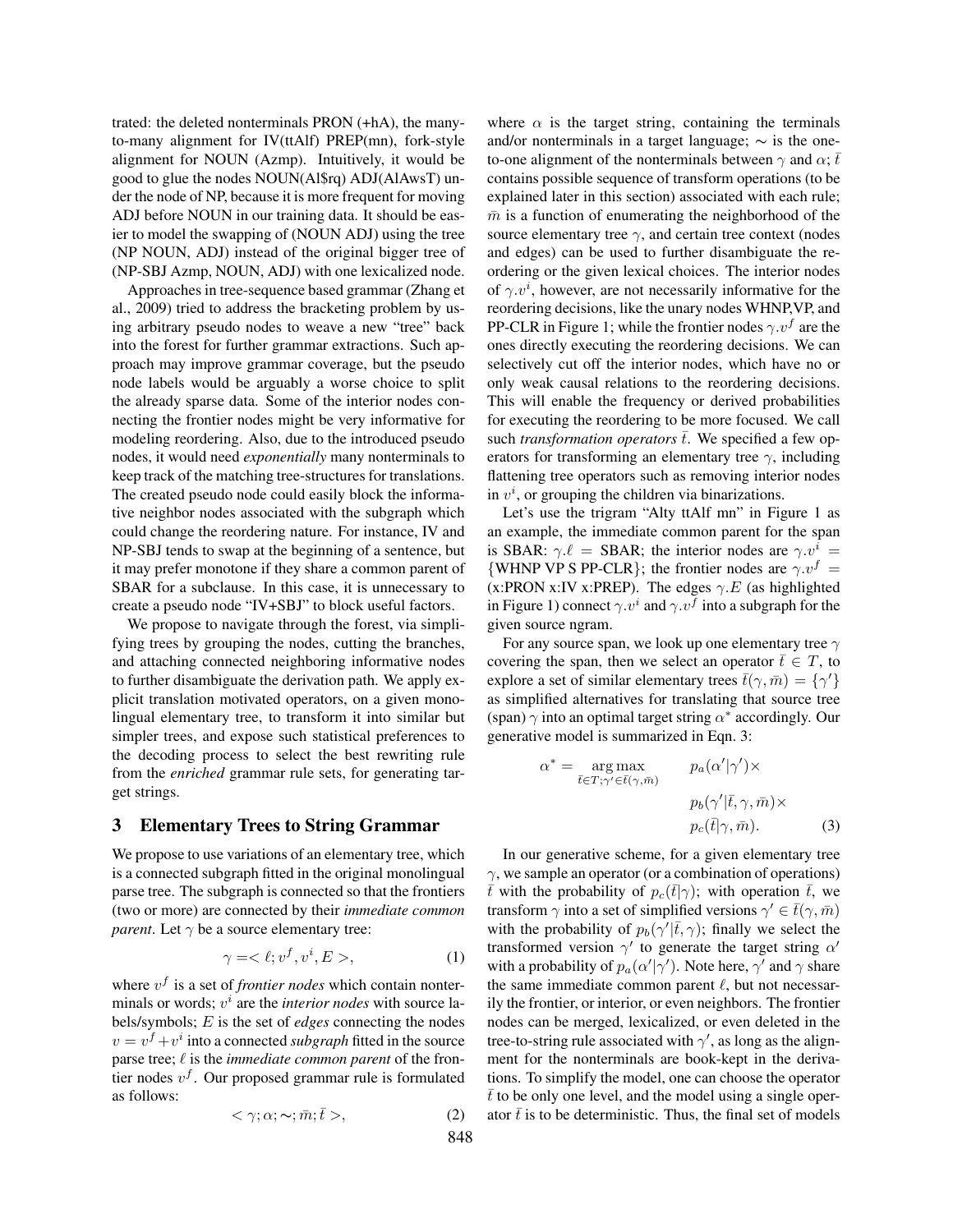trated: the deleted nonterminals PRON (+hA), the many-to-many alignment for IV(ttAlf) PREP(mn), fork-style alignment for NOUN (Azmp). Intuitively, it would be good to glue the nodes NOUN(Al$rq) ADJ(AlAwsT) under the node of NP, because it is more frequent for moving ADJ before NOUN in our training data. It should be easier to model the swapping of (NOUN ADJ) using the tree (NP NOUN, ADJ) instead of the original bigger tree of (NP-SBJ Azmp, NOUN, ADJ) with one lexicalized node.

Approaches in tree-sequence based grammar (Zhang et al., 2009) tried to address the bracketing problem by using arbitrary pseudo nodes to weave a new "tree" back into the forest for further grammar extractions. Such approach may improve grammar coverage, but the pseudo node labels would be arguably a worse choice to split the already sparse data. Some of the interior nodes connecting the frontier nodes might be very informative for modeling reordering. Also, due to the introduced pseudo nodes, it would need *exponentially* many nonterminals to keep track of the matching tree-structures for translations. The created pseudo node could easily block the informative neighbor nodes associated with the subgraph which could change the reordering nature. For instance, IV and NP-SBJ tends to swap at the beginning of a sentence, but it may prefer monotone if they share a common parent of SBAR for a subclause. In this case, it is unnecessary to create a pseudo node "IV+SBJ" to block useful factors.

We propose to navigate through the forest, via simplifying trees by grouping the nodes, cutting the branches, and attaching connected neighboring informative nodes to further disambiguate the derivation path. We apply explicit translation motivated operators, on a given monolingual elementary tree, to transform it into similar but simpler trees, and expose such statistical preferences to the decoding process to select the best rewriting rule from the *enriched* grammar rule sets, for generating target strings.

## 3 Elementary Trees to String Grammar

We propose to use variations of an elementary tree, which is a connected subgraph fitted in the original monolingual parse tree. The subgraph is connected so that the frontiers (two or more) are connected by their *immediate common parent*. Let $\gamma$ be a source elementary tree:

$$\gamma =< \ell; v^f, v^i, E >, \tag{1}$$

where $v^f$ is a set of *frontier nodes* which contain nonterminals or words; $v^i$ are the *interior nodes* with source labels/symbols; $E$ is the set of *edges* connecting the nodes $v = v^f + v^i$ into a connected *subgraph* fitted in the source parse tree; $\ell$ is the *immediate common parent* of the frontier nodes $v^f$. Our proposed grammar rule is formulated as follows:

$$< \gamma; \alpha; \sim; \bar{m}; \bar{t} >, \tag{2}$$

where $\alpha$ is the target string, containing the terminals and/or nonterminals in a target language; $\sim$ is the one-to-one alignment of the nonterminals between $\gamma$ and $\alpha$; $\bar{t}$ contains possible sequence of transform operations (to be explained later in this section) associated with each rule; $\bar{m}$ is a function of enumerating the neighborhood of the source elementary tree $\gamma$, and certain tree context (nodes and edges) can be used to further disambiguate the reordering or the given lexical choices. The interior nodes of $\gamma.v^i$, however, are not necessarily informative for the reordering decisions, like the unary nodes WHNP,VP, and PP-CLR in Figure 1; while the frontier nodes $\gamma.v^f$ are the ones directly executing the reordering decisions. We can selectively cut off the interior nodes, which have no or only weak causal relations to the reordering decisions. This will enable the frequency or derived probabilities for executing the reordering to be more focused. We call such *transformation operators* $\bar{t}$. We specified a few operators for transforming an elementary tree $\gamma$, including flattening tree operators such as removing interior nodes in $v^i$, or grouping the children via binarizations.

Let's use the trigram "Alty ttAlf mn" in Figure 1 as an example, the immediate common parent for the span is SBAR: $\gamma.\ell$ = SBAR; the interior nodes are $\gamma.v^i$ = {WHNP VP S PP-CLR}; the frontier nodes are $\gamma.v^f$ = (x:PRON x:IV x:PREP). The edges $\gamma.E$ (as highlighted in Figure 1) connect $\gamma.v^i$ and $\gamma.v^f$ into a subgraph for the given source ngram.

For any source span, we look up one elementary tree $\gamma$ covering the span, then we select an operator $\bar{t} \in T$, to explore a set of similar elementary trees $\bar{t}(\gamma, \bar{m}) = \{\gamma'\}$ as simplified alternatives for translating that source tree (span) $\gamma$ into an optimal target string $\alpha^*$ accordingly. Our generative model is summarized in Eqn. 3:

$$\alpha^* = \underset{\bar{t} \in T; \gamma' \in \bar{t}(\gamma, \bar{m})}{\arg\max} \quad p_a(\alpha'|\gamma') \times p_b(\gamma'|\bar{t}, \gamma, \bar{m}) \times p_c(\bar{t}|\gamma, \bar{m}). \tag{3}$$

In our generative scheme, for a given elementary tree $\gamma$, we sample an operator (or a combination of operations) $\bar{t}$ with the probability of $p_c(\bar{t}|\gamma)$; with operation $\bar{t}$, we transform $\gamma$ into a set of simplified versions $\gamma' \in \bar{t}(\gamma, \bar{m})$ with the probability of $p_b(\gamma'|\bar{t}, \gamma)$; finally we select the transformed version $\gamma'$ to generate the target string $\alpha'$ with a probability of $p_a(\alpha'|\gamma')$. Note here, $\gamma'$ and $\gamma$ share the same immediate common parent $\ell$, but not necessarily the frontier, or interior, or even neighbors. The frontier nodes can be merged, lexicalized, or even deleted in the tree-to-string rule associated with $\gamma'$, as long as the alignment for the nonterminals are book-kept in the derivations. To simplify the model, one can choose the operator $\bar{t}$ to be only one level, and the model using a single operator $\bar{t}$ is to be deterministic. Thus, the final set of models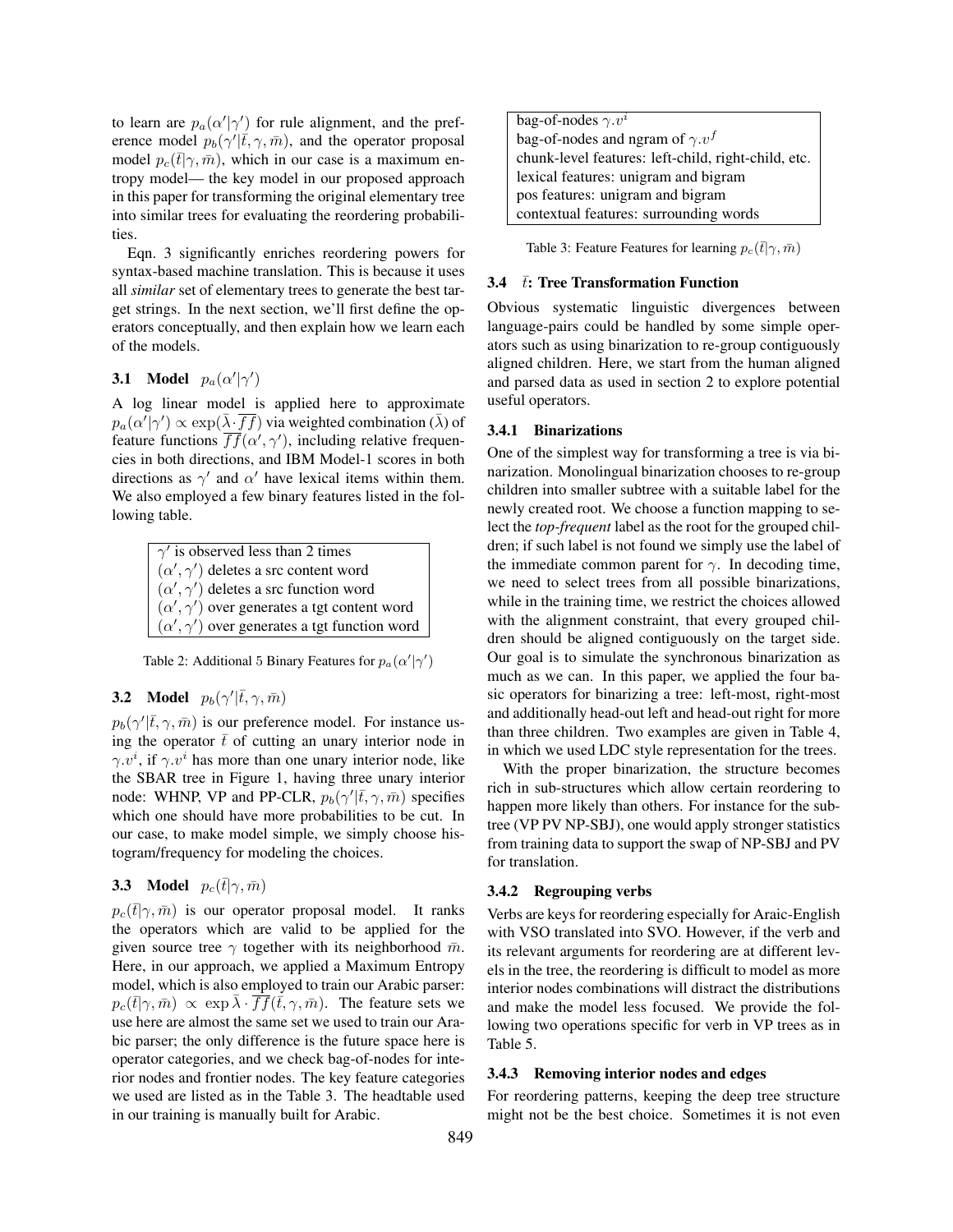to learn are $p_a(\alpha'|\gamma')$ for rule alignment, and the preference model $p_b(\gamma'|\bar{t}, \gamma, \bar{m})$, and the operator proposal model $p_c(\bar{t}|\gamma, \bar{m})$, which in our case is a maximum entropy model— the key model in our proposed approach in this paper for transforming the original elementary tree into similar trees for evaluating the reordering probabilities.

Eqn. 3 significantly enriches reordering powers for syntax-based machine translation. This is because it uses all *similar* set of elementary trees to generate the best target strings. In the next section, we'll first define the operators conceptually, and then explain how we learn each of the models.

### 3.1 Model $p_a(\alpha'|\gamma')$

A log linear model is applied here to approximate $p_a(\alpha'|\gamma') \propto \exp(\bar{\lambda} \cdot \overline{ff})$ via weighted combination ($\bar{\lambda}$) of feature functions $\overline{ff}(\alpha', \gamma')$, including relative frequencies in both directions, and IBM Model-1 scores in both directions as $\gamma'$ and $\alpha'$ have lexical items within them. We also employed a few binary features listed in the following table.

| |
|---|
| $\gamma'$ is observed less than 2 times |
| $(\alpha', \gamma')$ deletes a src content word |
| $(\alpha', \gamma')$ deletes a src function word |
| $(\alpha', \gamma')$ over generates a tgt content word |
| $(\alpha', \gamma')$ over generates a tgt function word |

Table 2: Additional 5 Binary Features for $p_a(\alpha'|\gamma')$

### 3.2 Model $p_b(\gamma'|\bar{t}, \gamma, \bar{m})$

$p_b(\gamma'|\bar{t}, \gamma, \bar{m})$ is our preference model. For instance using the operator $\bar{t}$ of cutting an unary interior node in $\gamma.v^i$, if $\gamma.v^i$ has more than one unary interior node, like the SBAR tree in Figure 1, having three unary interior node: WHNP, VP and PP-CLR, $p_b(\gamma'|\bar{t}, \gamma, \bar{m})$ specifies which one should have more probabilities to be cut. In our case, to make model simple, we simply choose histogram/frequency for modeling the choices.

### 3.3 Model $p_c(\bar{t}|\gamma, \bar{m})$

$p_c(\bar{t}|\gamma, \bar{m})$ is our operator proposal model. It ranks the operators which are valid to be applied for the given source tree $\gamma$ together with its neighborhood $\bar{m}$. Here, in our approach, we applied a Maximum Entropy model, which is also employed to train our Arabic parser: $p_c(\bar{t}|\gamma, \bar{m}) \propto \exp \bar{\lambda} \cdot \overline{ff}(\bar{t}, \gamma, \bar{m})$. The feature sets we use here are almost the same set we used to train our Arabic parser; the only difference is the future space here is operator categories, and we check bag-of-nodes for interior nodes and frontier nodes. The key feature categories we used are listed as in the Table 3. The headtable used in our training is manually built for Arabic.

| |
|---|
| bag-of-nodes $\gamma.v^i$ |
| bag-of-nodes and ngram of $\gamma.v^f$ |
| chunk-level features: left-child, right-child, etc. |
| lexical features: unigram and bigram |
| pos features: unigram and bigram |
| contextual features: surrounding words |

Table 3: Feature Features for learning $p_c(\bar{t}|\gamma, \bar{m})$

### 3.4 $\bar{t}$: Tree Transformation Function

Obvious systematic linguistic divergences between language-pairs could be handled by some simple operators such as using binarization to re-group contiguously aligned children. Here, we start from the human aligned and parsed data as used in section 2 to explore potential useful operators.

#### 3.4.1 Binarizations

One of the simplest way for transforming a tree is via binarization. Monolingual binarization chooses to re-group children into smaller subtree with a suitable label for the newly created root. We choose a function mapping to select the *top-frequent* label as the root for the grouped children; if such label is not found we simply use the label of the immediate common parent for $\gamma$. In decoding time, we need to select trees from all possible binarizations, while in the training time, we restrict the choices allowed with the alignment constraint, that every grouped children should be aligned contiguously on the target side. Our goal is to simulate the synchronous binarization as much as we can. In this paper, we applied the four basic operators for binarizing a tree: left-most, right-most and additionally head-out left and head-out right for more than three children. Two examples are given in Table 4, in which we used LDC style representation for the trees.

With the proper binarization, the structure becomes rich in sub-structures which allow certain reordering to happen more likely than others. For instance for the subtree (VP PV NP-SBJ), one would apply stronger statistics from training data to support the swap of NP-SBJ and PV for translation.

#### 3.4.2 Regrouping verbs

Verbs are keys for reordering especially for Araic-English with VSO translated into SVO. However, if the verb and its relevant arguments for reordering are at different levels in the tree, the reordering is difficult to model as more interior nodes combinations will distract the distributions and make the model less focused. We provide the following two operations specific for verb in VP trees as in Table 5.

#### 3.4.3 Removing interior nodes and edges

For reordering patterns, keeping the deep tree structure might not be the best choice. Sometimes it is not even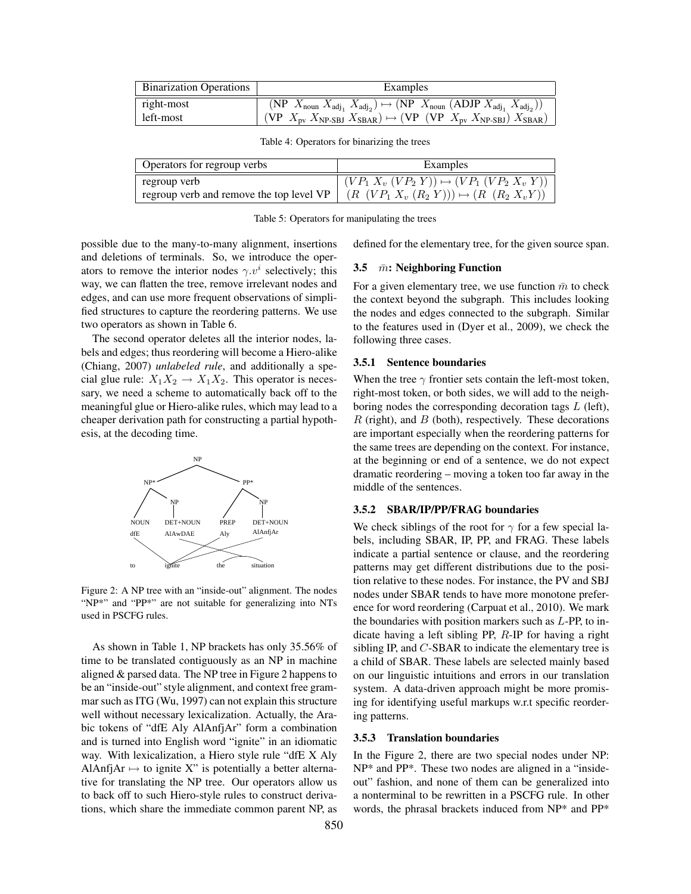| Binarization Operations | Examples |
| --- | --- |
| right-most | (NP $X_{\text{noun}}$ $X_{\text{adj}_1}$ $X_{\text{adj}_2}$) $\mapsto$ (NP $X_{\text{noun}}$ (ADJP $X_{\text{adj}_1}$ $X_{\text{adj}_2}$)) |
| left-most | (VP $X_{\text{pv}}$ $X_{\text{NP-SBJ}}$ $X_{\text{SBAR}}$) $\mapsto$ (VP (VP $X_{\text{pv}}$ $X_{\text{NP-SBJ}}$) $X_{\text{SBAR}}$) |

Table 4: Operators for binarizing the trees

| Operators for regroup verbs | Examples |
| --- | --- |
| regroup verb | $(VP_1\ X_v\ (VP_2\ Y)) \mapsto (VP_1\ (VP_2\ X_v\ Y))$ |
| regroup verb and remove the top level VP | $(R\ \ (VP_1\ X_v\ (R_2\ Y))) \mapsto (R\ \ (R_2\ X_vY))$ |

Table 5: Operators for manipulating the trees

possible due to the many-to-many alignment, insertions and deletions of terminals. So, we introduce the operators to remove the interior nodes $\gamma.v^i$ selectively; this way, we can flatten the tree, remove irrelevant nodes and edges, and can use more frequent observations of simplified structures to capture the reordering patterns. We use two operators as shown in Table 6.

The second operator deletes all the interior nodes, labels and edges; thus reordering will become a Hiero-alike (Chiang, 2007) *unlabeled rule*, and additionally a special glue rule: $X_1X_2 \rightarrow X_1X_2$. This operator is necessary, we need a scheme to automatically back off to the meaningful glue or Hiero-alike rules, which may lead to a cheaper derivation path for constructing a partial hypothesis, at the decoding time.

Figure 2: A NP tree with an "inside-out" alignment. The nodes "NP*" and "PP*" are not suitable for generalizing into NTs used in PSCFG rules.

As shown in Table 1, NP brackets has only 35.56% of time to be translated contiguously as an NP in machine aligned & parsed data. The NP tree in Figure 2 happens to be an "inside-out" style alignment, and context free grammar such as ITG (Wu, 1997) can not explain this structure well without necessary lexicalization. Actually, the Arabic tokens of "dfE Aly AlAnfjAr" form a combination and is turned into English word "ignite" in an idiomatic way. With lexicalization, a Hiero style rule "dfE X Aly AlAnfjAr $\mapsto$ to ignite X" is potentially a better alternative for translating the NP tree. Our operators allow us to back off to such Hiero-style rules to construct derivations, which share the immediate common parent NP, as defined for the elementary tree, for the given source span.

### 3.5 $\bar{m}$: Neighboring Function

For a given elementary tree, we use function $\bar{m}$ to check the context beyond the subgraph. This includes looking the nodes and edges connected to the subgraph. Similar to the features used in (Dyer et al., 2009), we check the following three cases.

#### 3.5.1 Sentence boundaries

When the tree $\gamma$ frontier sets contain the left-most token, right-most token, or both sides, we will add to the neighboring nodes the corresponding decoration tags $L$ (left), $R$ (right), and $B$ (both), respectively. These decorations are important especially when the reordering patterns for the same trees are depending on the context. For instance, at the beginning or end of a sentence, we do not expect dramatic reordering – moving a token too far away in the middle of the sentences.

#### 3.5.2 SBAR/IP/PP/FRAG boundaries

We check siblings of the root for $\gamma$ for a few special labels, including SBAR, IP, PP, and FRAG. These labels indicate a partial sentence or clause, and the reordering patterns may get different distributions due to the position relative to these nodes. For instance, the PV and SBJ nodes under SBAR tends to have more monotone preference for word reordering (Carpuat et al., 2010). We mark the boundaries with position markers such as $L$-PP, to indicate having a left sibling PP, $R$-IP for having a right sibling IP, and $C$-SBAR to indicate the elementary tree is a child of SBAR. These labels are selected mainly based on our linguistic intuitions and errors in our translation system. A data-driven approach might be more promising for identifying useful markups w.r.t specific reordering patterns.

#### 3.5.3 Translation boundaries

In the Figure 2, there are two special nodes under NP: NP* and PP*. These two nodes are aligned in a "inside-out" fashion, and none of them can be generalized into a nonterminal to be rewritten in a PSCFG rule. In other words, the phrasal brackets induced from NP* and PP*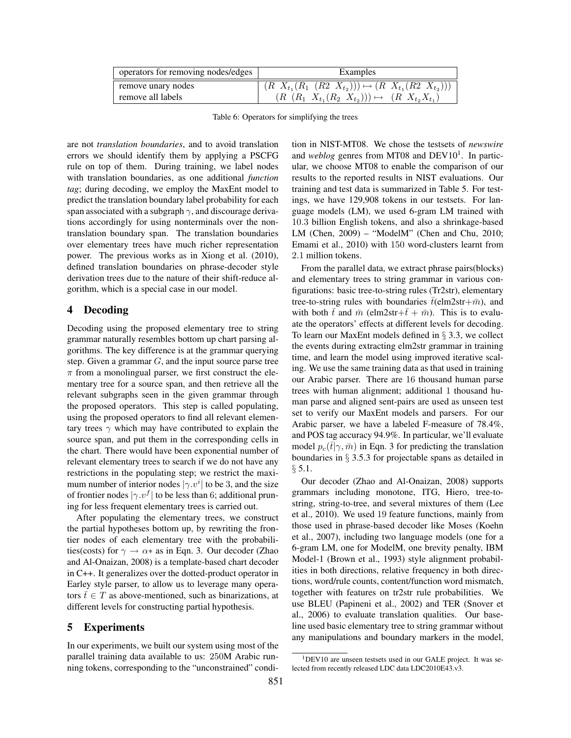| operators for removing nodes/edges | Examples |
|---|---|
| remove unary nodes | $(R\ X_{t_1}(R_1\ (R2\ X_{t_2}))) \mapsto (R\ X_{t_1}(R2\ X_{t_2})))$ |
| remove all labels | $(R\ (R_1\ X_{t_1}(R_2\ X_{t_2}))) \mapsto\ (R\ X_{t_2}X_{t_1})$ |

Table 6: Operators for simplifying the trees

are not *translation boundaries*, and to avoid translation errors we should identify them by applying a PSCFG rule on top of them. During training, we label nodes with translation boundaries, as one additional *function tag*; during decoding, we employ the MaxEnt model to predict the translation boundary label probability for each span associated with a subgraph $\gamma$, and discourage derivations accordingly for using nonterminals over the non-translation boundary span. The translation boundaries over elementary trees have much richer representation power. The previous works as in Xiong et al. (2010), defined translation boundaries on phrase-decoder style derivation trees due to the nature of their shift-reduce algorithm, which is a special case in our model.

## 4 Decoding

Decoding using the proposed elementary tree to string grammar naturally resembles bottom up chart parsing algorithms. The key difference is at the grammar querying step. Given a grammar $G$, and the input source parse tree $\pi$ from a monolingual parser, we first construct the elementary tree for a source span, and then retrieve all the relevant subgraphs seen in the given grammar through the proposed operators. This step is called populating, using the proposed operators to find all relevant elementary trees $\gamma$ which may have contributed to explain the source span, and put them in the corresponding cells in the chart. There would have been exponential number of relevant elementary trees to search if we do not have any restrictions in the populating step; we restrict the maximum number of interior nodes $|\gamma.v^i|$ to be 3, and the size of frontier nodes $|\gamma.v^f|$ to be less than 6; additional pruning for less frequent elementary trees is carried out.

After populating the elementary trees, we construct the partial hypotheses bottom up, by rewriting the frontier nodes of each elementary tree with the probabilities(costs) for $\gamma \rightarrow \alpha*$ as in Eqn. 3. Our decoder (Zhao and Al-Onaizan, 2008) is a template-based chart decoder in C++. It generalizes over the dotted-product operator in Earley style parser, to allow us to leverage many operators $\bar{t} \in T$ as above-mentioned, such as binarizations, at different levels for constructing partial hypothesis.

## 5 Experiments

In our experiments, we built our system using most of the parallel training data available to us: 250M Arabic running tokens, corresponding to the "unconstrained" condition in NIST-MT08. We chose the testsets of *newswire* and *weblog* genres from MT08 and DEV10[1]. In particular, we choose MT08 to enable the comparison of our results to the reported results in NIST evaluations. Our training and test data is summarized in Table 5. For testings, we have 129,908 tokens in our testsets. For language models (LM), we used 6-gram LM trained with 10.3 billion English tokens, and also a shrinkage-based LM (Chen, 2009) – "ModelM" (Chen and Chu, 2010; Emami et al., 2010) with 150 word-clusters learnt from 2.1 million tokens.

From the parallel data, we extract phrase pairs(blocks) and elementary trees to string grammar in various configurations: basic tree-to-string rules (Tr2str), elementary tree-to-string rules with boundaries $\bar{t}$(elm2str+$\bar{m}$), and with both $\bar{t}$ and $\bar{m}$ (elm2str+$\bar{t}$ + $\bar{m}$). This is to evaluate the operators' effects at different levels for decoding. To learn our MaxEnt models defined in § 3.3, we collect the events during extracting elm2str grammar in training time, and learn the model using improved iterative scaling. We use the same training data as that used in training our Arabic parser. There are 16 thousand human parse trees with human alignment; additional 1 thousand human parse and aligned sent-pairs are used as unseen test set to verify our MaxEnt models and parsers. For our Arabic parser, we have a labeled F-measure of 78.4%, and POS tag accuracy 94.9%. In particular, we'll evaluate model $p_c(\bar{t}|\gamma, \bar{m})$ in Eqn. 3 for predicting the translation boundaries in § 3.5.3 for projectable spans as detailed in § 5.1.

Our decoder (Zhao and Al-Onaizan, 2008) supports grammars including monotone, ITG, Hiero, tree-to-string, string-to-tree, and several mixtures of them (Lee et al., 2010). We used 19 feature functions, mainly from those used in phrase-based decoder like Moses (Koehn et al., 2007), including two language models (one for a 6-gram LM, one for ModelM, one brevity penalty, IBM Model-1 (Brown et al., 1993) style alignment probabilities in both directions, relative frequency in both directions, word/rule counts, content/function word mismatch, together with features on tr2str rule probabilities. We use BLEU (Papineni et al., 2002) and TER (Snover et al., 2006) to evaluate translation qualities. Our baseline used basic elementary tree to string grammar without any manipulations and boundary markers in the model,

[1]DEV10 are unseen testsets used in our GALE project. It was selected from recently released LDC data LDC2010E43.v3.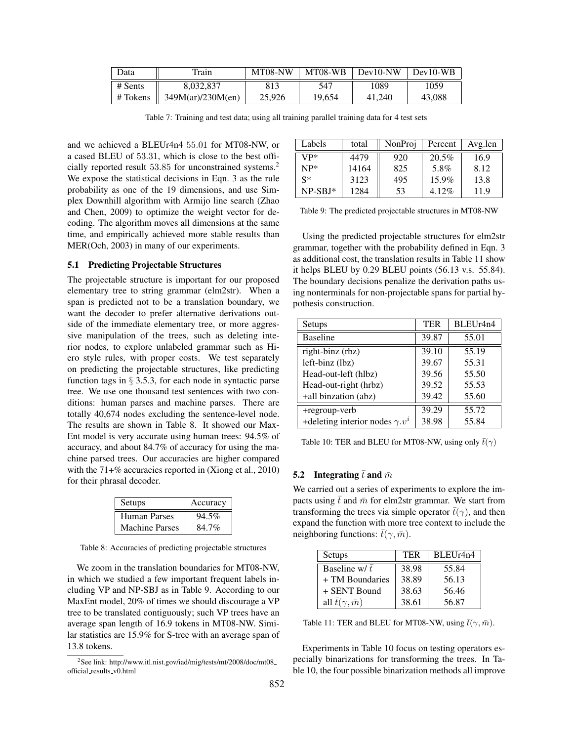| Data | Train | MT08-NW | MT08-WB | Dev10-NW | Dev10-WB |
|---|---|---|---|---|---|
| # Sents | 8,032,837 | 813 | 547 | 1089 | 1059 |
| # Tokens | 349M(ar)/230M(en) | 25,926 | 19,654 | 41,240 | 43,088 |

Table 7: Training and test data; using all training parallel training data for 4 test sets

and we achieved a BLEUr4n4 55.01 for MT08-NW, or a cased BLEU of 53.31, which is close to the best officially reported result 53.85 for unconstrained systems.[2] We expose the statistical decisions in Eqn. 3 as the rule probability as one of the 19 dimensions, and use Simplex Downhill algorithm with Armijo line search (Zhao and Chen, 2009) to optimize the weight vector for decoding. The algorithm moves all dimensions at the same time, and empirically achieved more stable results than MER(Och, 2003) in many of our experiments.

### 5.1 Predicting Projectable Structures

The projectable structure is important for our proposed elementary tree to string grammar (elm2str). When a span is predicted not to be a translation boundary, we want the decoder to prefer alternative derivations outside of the immediate elementary tree, or more aggressive manipulation of the trees, such as deleting interior nodes, to explore unlabeled grammar such as Hiero style rules, with proper costs. We test separately on predicting the projectable structures, like predicting function tags in § 3.5.3, for each node in syntactic parse tree. We use one thousand test sentences with two conditions: human parses and machine parses. There are totally 40,674 nodes excluding the sentence-level node. The results are shown in Table 8. It showed our MaxEnt model is very accurate using human trees: 94.5% of accuracy, and about 84.7% of accuracy for using the machine parsed trees. Our accuracies are higher compared with the 71+% accuracies reported in (Xiong et al., 2010) for their phrasal decoder.

| Setups | Accuracy |
|---|---|
| Human Parses | 94.5% |
| Machine Parses | 84.7% |

Table 8: Accuracies of predicting projectable structures

We zoom in the translation boundaries for MT08-NW, in which we studied a few important frequent labels including VP and NP-SBJ as in Table 9. According to our MaxEnt model, 20% of times we should discourage a VP tree to be translated contiguously; such VP trees have an average span length of 16.9 tokens in MT08-NW. Similar statistics are 15.9% for S-tree with an average span of 13.8 tokens.

[2] See link: http://www.itl.nist.gov/iad/mig/tests/mt/2008/doc/mt08_official_results_v0.html

| Labels | total | NonProj | Percent | Avg.len |
|---|---|---|---|---|
| VP* | 4479 | 920 | 20.5% | 16.9 |
| NP* | 14164 | 825 | 5.8% | 8.12 |
| S* | 3123 | 495 | 15.9% | 13.8 |
| NP-SBJ* | 1284 | 53 | 4.12% | 11.9 |

Table 9: The predicted projectable structures in MT08-NW

Using the predicted projectable structures for elm2str grammar, together with the probability defined in Eqn. 3 as additional cost, the translation results in Table 11 show it helps BLEU by 0.29 BLEU points (56.13 v.s. 55.84). The boundary decisions penalize the derivation paths using nonterminals for non-projectable spans for partial hypothesis construction.

| Setups | TER | BLEUr4n4 |
|---|---|---|
| Baseline | 39.87 | 55.01 |
| right-binz (rbz) | 39.10 | 55.19 |
| left-binz (lbz) | 39.67 | 55.31 |
| Head-out-left (hlbz) | 39.56 | 55.50 |
| Head-out-right (hrbz) | 39.52 | 55.53 |
| +all binzation (abz) | 39.42 | 55.60 |
| +regroup-verb | 39.29 | 55.72 |
| +deleting interior nodes $\gamma.v^i$ | 38.98 | 55.84 |

Table 10: TER and BLEU for MT08-NW, using only $\bar{t}(\gamma)$

### 5.2 Integrating $\bar{t}$ and $\bar{m}$

We carried out a series of experiments to explore the impacts using $\bar{t}$ and $\bar{m}$ for elm2str grammar. We start from transforming the trees via simple operator $\bar{t}(\gamma)$, and then expand the function with more tree context to include the neighboring functions: $\bar{t}(\gamma, \bar{m})$.

| Setups | TER | BLEUr4n4 |
|---|---|---|
| Baseline w/ $\bar{t}$ | 38.98 | 55.84 |
| + TM Boundaries | 38.89 | 56.13 |
| + SENT Bound | 38.63 | 56.46 |
| all $\bar{t}(\gamma, \bar{m})$ | 38.61 | 56.87 |

Table 11: TER and BLEU for MT08-NW, using $\bar{t}(\gamma, \bar{m})$.

Experiments in Table 10 focus on testing operators especially binarizations for transforming the trees. In Table 10, the four possible binarization methods all improve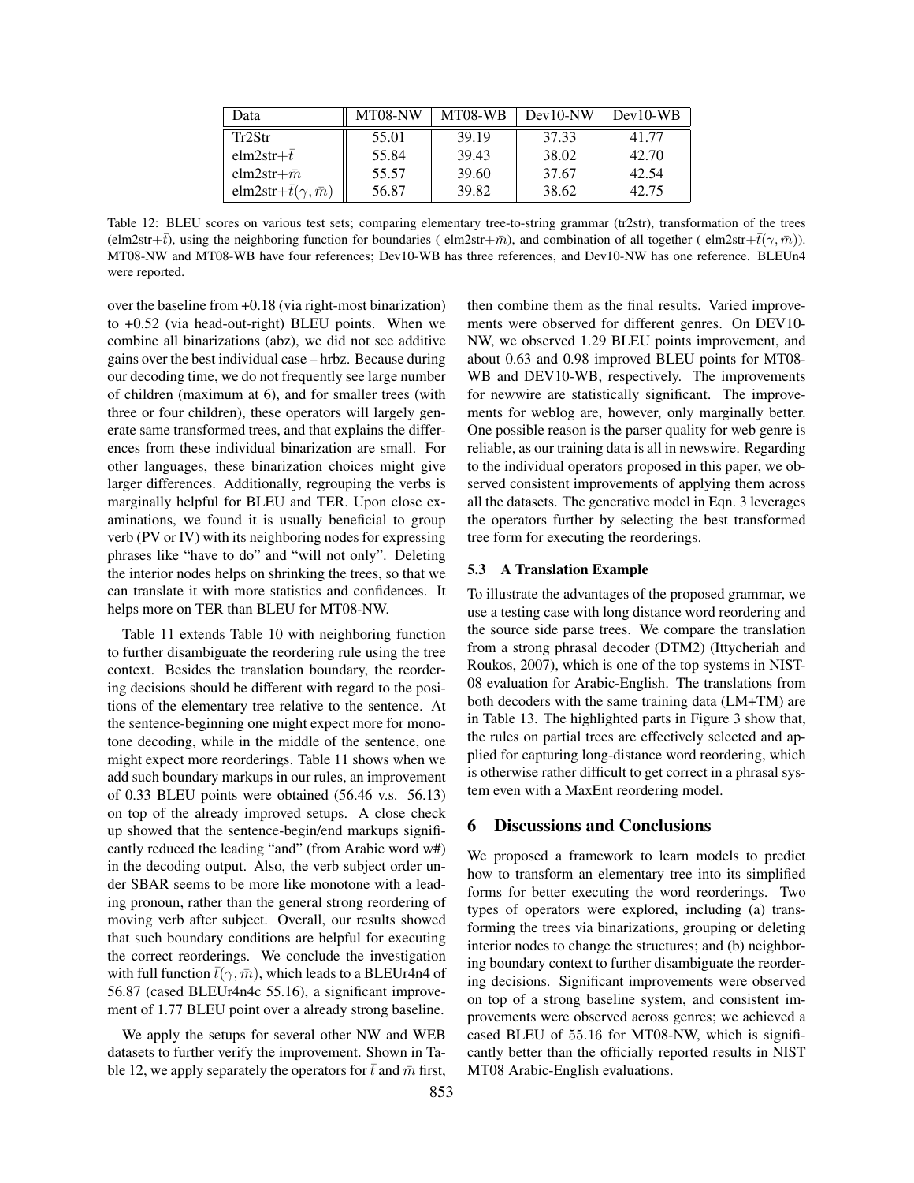| Data | MT08-NW | MT08-WB | Dev10-NW | Dev10-WB |
|---|---|---|---|---|
| Tr2Str | 55.01 | 39.19 | 37.33 | 41.77 |
| elm2str+$\bar{t}$ | 55.84 | 39.43 | 38.02 | 42.70 |
| elm2str+$\bar{m}$ | 55.57 | 39.60 | 37.67 | 42.54 |
| elm2str+$\bar{t}(\gamma, \bar{m})$ | 56.87 | 39.82 | 38.62 | 42.75 |

Table 12: BLEU scores on various test sets; comparing elementary tree-to-string grammar (tr2str), transformation of the trees (elm2str+$\bar{t}$), using the neighboring function for boundaries ( elm2str+$\bar{m}$), and combination of all together ( elm2str+$\bar{t}(\gamma, \bar{m})$). MT08-NW and MT08-WB have four references; Dev10-WB has three references, and Dev10-NW has one reference. BLEUn4 were reported.

over the baseline from +0.18 (via right-most binarization) to +0.52 (via head-out-right) BLEU points. When we combine all binarizations (abz), we did not see additive gains over the best individual case – hrbz. Because during our decoding time, we do not frequently see large number of children (maximum at 6), and for smaller trees (with three or four children), these operators will largely generate same transformed trees, and that explains the differences from these individual binarization are small. For other languages, these binarization choices might give larger differences. Additionally, regrouping the verbs is marginally helpful for BLEU and TER. Upon close examinations, we found it is usually beneficial to group verb (PV or IV) with its neighboring nodes for expressing phrases like "have to do" and "will not only". Deleting the interior nodes helps on shrinking the trees, so that we can translate it with more statistics and confidences. It helps more on TER than BLEU for MT08-NW.

Table 11 extends Table 10 with neighboring function to further disambiguate the reordering rule using the tree context. Besides the translation boundary, the reordering decisions should be different with regard to the positions of the elementary tree relative to the sentence. At the sentence-beginning one might expect more for monotone decoding, while in the middle of the sentence, one might expect more reorderings. Table 11 shows when we add such boundary markups in our rules, an improvement of 0.33 BLEU points were obtained (56.46 v.s. 56.13) on top of the already improved setups. A close check up showed that the sentence-begin/end markups significantly reduced the leading "and" (from Arabic word w#) in the decoding output. Also, the verb subject order under SBAR seems to be more like monotone with a leading pronoun, rather than the general strong reordering of moving verb after subject. Overall, our results showed that such boundary conditions are helpful for executing the correct reorderings. We conclude the investigation with full function $\bar{t}(\gamma, \bar{m})$, which leads to a BLEUr4n4 of 56.87 (cased BLEUr4n4c 55.16), a significant improvement of 1.77 BLEU point over a already strong baseline.

We apply the setups for several other NW and WEB datasets to further verify the improvement. Shown in Table 12, we apply separately the operators for $\bar{t}$ and $\bar{m}$ first, then combine them as the final results. Varied improvements were observed for different genres. On DEV10-NW, we observed 1.29 BLEU points improvement, and about 0.63 and 0.98 improved BLEU points for MT08-WB and DEV10-WB, respectively. The improvements for newwire are statistically significant. The improvements for weblog are, however, only marginally better. One possible reason is the parser quality for web genre is reliable, as our training data is all in newswire. Regarding to the individual operators proposed in this paper, we observed consistent improvements of applying them across all the datasets. The generative model in Eqn. 3 leverages the operators further by selecting the best transformed tree form for executing the reorderings.

### 5.3 A Translation Example

To illustrate the advantages of the proposed grammar, we use a testing case with long distance word reordering and the source side parse trees. We compare the translation from a strong phrasal decoder (DTM2) (Ittycheriah and Roukos, 2007), which is one of the top systems in NIST-08 evaluation for Arabic-English. The translations from both decoders with the same training data (LM+TM) are in Table 13. The highlighted parts in Figure 3 show that, the rules on partial trees are effectively selected and applied for capturing long-distance word reordering, which is otherwise rather difficult to get correct in a phrasal system even with a MaxEnt reordering model.

## 6 Discussions and Conclusions

We proposed a framework to learn models to predict how to transform an elementary tree into its simplified forms for better executing the word reorderings. Two types of operators were explored, including (a) transforming the trees via binarizations, grouping or deleting interior nodes to change the structures; and (b) neighboring boundary context to further disambiguate the reordering decisions. Significant improvements were observed on top of a strong baseline system, and consistent improvements were observed across genres; we achieved a cased BLEU of 55.16 for MT08-NW, which is significantly better than the officially reported results in NIST MT08 Arabic-English evaluations.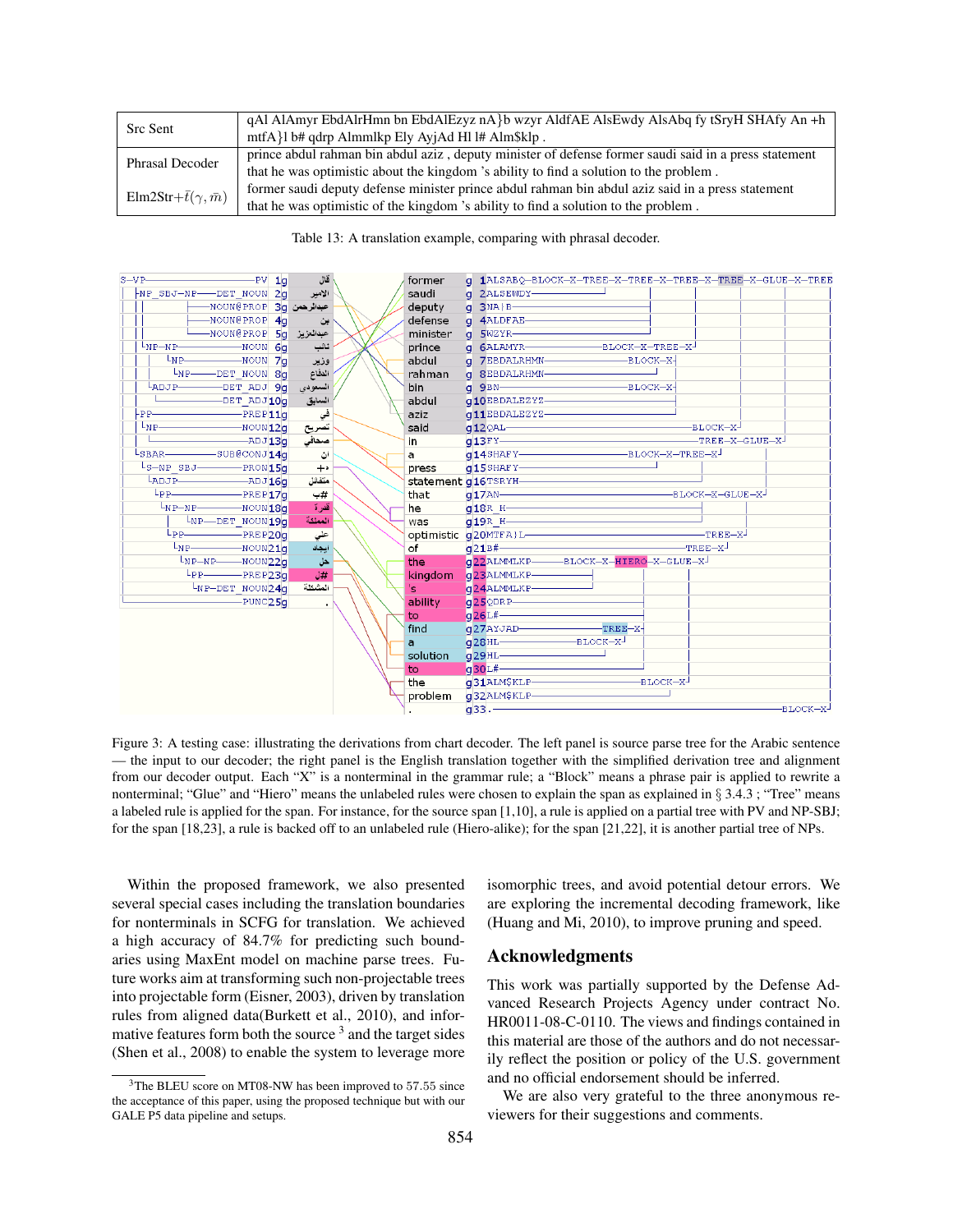| Src Sent | qAl AlAmyr EbdAlrHmn bn EbdAlEzyz nA}b wzyr AldfAE AlsEwdy AlsAbq fy tSryH SHAfy An +h mtfA}l b# qdrp Almmlkp Ely AyjAd Hl l# Alm$klp . |
| --- | --- |
| Phrasal Decoder | prince abdul rahman bin abdul aziz , deputy minister of defense former saudi said in a press statement that he was optimistic about the kingdom 's ability to find a solution to the problem . |
| Elm2Str+$\bar{t}(\gamma, \bar{m})$ | former saudi deputy defense minister prince abdul rahman bin abdul aziz said in a press statement that he was optimistic of the kingdom 's ability to find a solution to the problem . |

Table 13: A translation example, comparing with phrasal decoder.

Figure 3: A testing case: illustrating the derivations from chart decoder. The left panel is source parse tree for the Arabic sentence — the input to our decoder; the right panel is the English translation together with the simplified derivation tree and alignment from our decoder output. Each "X" is a nonterminal in the grammar rule; a "Block" means a phrase pair is applied to rewrite a nonterminal; "Glue" and "Hiero" means the unlabeled rules were chosen to explain the span as explained in § 3.4.3 ; "Tree" means a labeled rule is applied for the span. For instance, for the source span [1,10], a rule is applied on a partial tree with PV and NP-SBJ; for the span [18,23], a rule is backed off to an unlabeled rule (Hiero-alike); for the span [21,22], it is another partial tree of NPs.

Within the proposed framework, we also presented several special cases including the translation boundaries for nonterminals in SCFG for translation. We achieved a high accuracy of 84.7% for predicting such boundaries using MaxEnt model on machine parse trees. Future works aim at transforming such non-projectable trees into projectable form (Eisner, 2003), driven by translation rules from aligned data(Burkett et al., 2010), and informative features form both the source [3] and the target sides (Shen et al., 2008) to enable the system to leverage more isomorphic trees, and avoid potential detour errors. We are exploring the incremental decoding framework, like (Huang and Mi, 2010), to improve pruning and speed.

## Acknowledgments

This work was partially supported by the Defense Advanced Research Projects Agency under contract No. HR0011-08-C-0110. The views and findings contained in this material are those of the authors and do not necessarily reflect the position or policy of the U.S. government and no official endorsement should be inferred.

We are also very grateful to the three anonymous reviewers for their suggestions and comments.

[3] The BLEU score on MT08-NW has been improved to 57.55 since the acceptance of this paper, using the proposed technique but with our GALE P5 data pipeline and setups.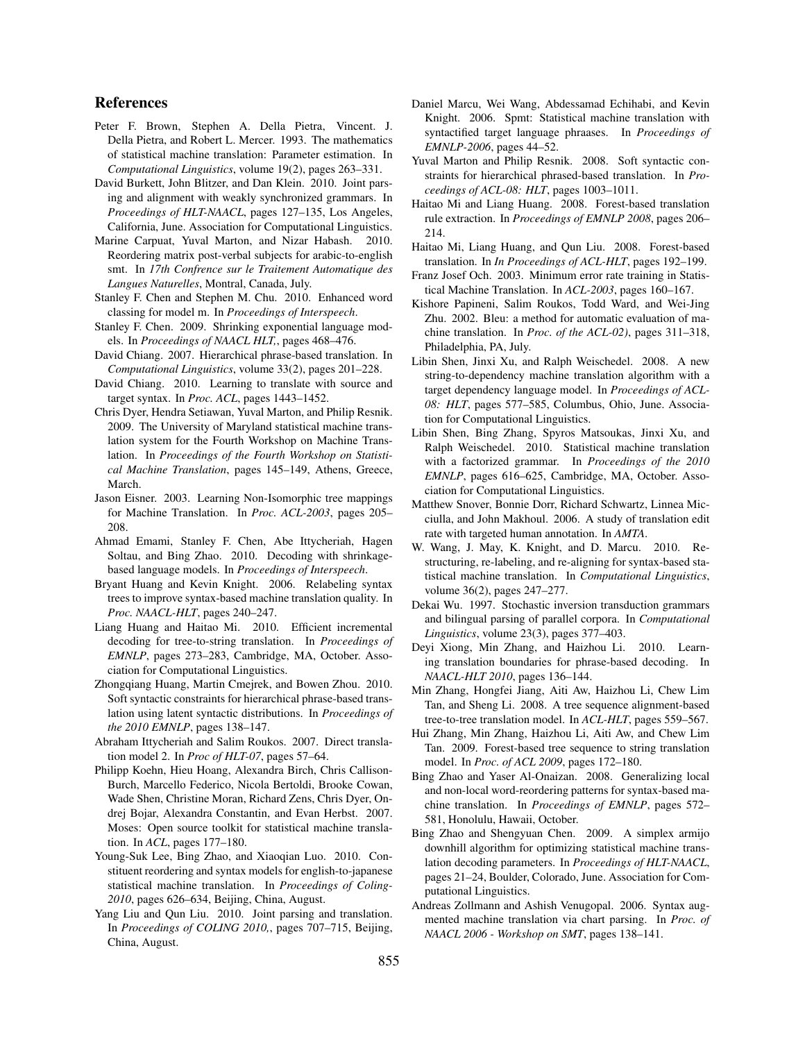## References

Peter F. Brown, Stephen A. Della Pietra, Vincent. J. Della Pietra, and Robert L. Mercer. 1993. The mathematics of statistical machine translation: Parameter estimation. In *Computational Linguistics*, volume 19(2), pages 263–331.

David Burkett, John Blitzer, and Dan Klein. 2010. Joint parsing and alignment with weakly synchronized grammars. In *Proceedings of HLT-NAACL*, pages 127–135, Los Angeles, California, June. Association for Computational Linguistics.

Marine Carpuat, Yuval Marton, and Nizar Habash. 2010. Reordering matrix post-verbal subjects for arabic-to-english smt. In *17th Confrence sur le Traitement Automatique des Langues Naturelles*, Montral, Canada, July.

Stanley F. Chen and Stephen M. Chu. 2010. Enhanced word classing for model m. In *Proceedings of Interspeech*.

Stanley F. Chen. 2009. Shrinking exponential language models. In *Proceedings of NAACL HLT,*, pages 468–476.

David Chiang. 2007. Hierarchical phrase-based translation. In *Computational Linguistics*, volume 33(2), pages 201–228.

David Chiang. 2010. Learning to translate with source and target syntax. In *Proc. ACL*, pages 1443–1452.

Chris Dyer, Hendra Setiawan, Yuval Marton, and Philip Resnik. 2009. The University of Maryland statistical machine translation system for the Fourth Workshop on Machine Translation. In *Proceedings of the Fourth Workshop on Statistical Machine Translation*, pages 145–149, Athens, Greece, March.

Jason Eisner. 2003. Learning Non-Isomorphic tree mappings for Machine Translation. In *Proc. ACL-2003*, pages 205–208.

Ahmad Emami, Stanley F. Chen, Abe Ittycheriah, Hagen Soltau, and Bing Zhao. 2010. Decoding with shrinkage-based language models. In *Proceedings of Interspeech*.

Bryant Huang and Kevin Knight. 2006. Relabeling syntax trees to improve syntax-based machine translation quality. In *Proc. NAACL-HLT*, pages 240–247.

Liang Huang and Haitao Mi. 2010. Efficient incremental decoding for tree-to-string translation. In *Proceedings of EMNLP*, pages 273–283, Cambridge, MA, October. Association for Computational Linguistics.

Zhongqiang Huang, Martin Cmejrek, and Bowen Zhou. 2010. Soft syntactic constraints for hierarchical phrase-based translation using latent syntactic distributions. In *Proceedings of the 2010 EMNLP*, pages 138–147.

Abraham Ittycheriah and Salim Roukos. 2007. Direct translation model 2. In *Proc of HLT-07*, pages 57–64.

Philipp Koehn, Hieu Hoang, Alexandra Birch, Chris Callison-Burch, Marcello Federico, Nicola Bertoldi, Brooke Cowan, Wade Shen, Christine Moran, Richard Zens, Chris Dyer, Ondrej Bojar, Alexandra Constantin, and Evan Herbst. 2007. Moses: Open source toolkit for statistical machine translation. In *ACL*, pages 177–180.

Young-Suk Lee, Bing Zhao, and Xiaoqian Luo. 2010. Constituent reordering and syntax models for english-to-japanese statistical machine translation. In *Proceedings of Coling-2010*, pages 626–634, Beijing, China, August.

Yang Liu and Qun Liu. 2010. Joint parsing and translation. In *Proceedings of COLING 2010,*, pages 707–715, Beijing, China, August.

Daniel Marcu, Wei Wang, Abdessamad Echihabi, and Kevin Knight. 2006. Spmt: Statistical machine translation with syntactified target language phraases. In *Proceedings of EMNLP-2006*, pages 44–52.

Yuval Marton and Philip Resnik. 2008. Soft syntactic constraints for hierarchical phrased-based translation. In *Proceedings of ACL-08: HLT*, pages 1003–1011.

Haitao Mi and Liang Huang. 2008. Forest-based translation rule extraction. In *Proceedings of EMNLP 2008*, pages 206–214.

Haitao Mi, Liang Huang, and Qun Liu. 2008. Forest-based translation. In *In Proceedings of ACL-HLT*, pages 192–199.

Franz Josef Och. 2003. Minimum error rate training in Statistical Machine Translation. In *ACL-2003*, pages 160–167.

Kishore Papineni, Salim Roukos, Todd Ward, and Wei-Jing Zhu. 2002. Bleu: a method for automatic evaluation of machine translation. In *Proc. of the ACL-02)*, pages 311–318, Philadelphia, PA, July.

Libin Shen, Jinxi Xu, and Ralph Weischedel. 2008. A new string-to-dependency machine translation algorithm with a target dependency language model. In *Proceedings of ACL-08: HLT*, pages 577–585, Columbus, Ohio, June. Association for Computational Linguistics.

Libin Shen, Bing Zhang, Spyros Matsoukas, Jinxi Xu, and Ralph Weischedel. 2010. Statistical machine translation with a factorized grammar. In *Proceedings of the 2010 EMNLP*, pages 616–625, Cambridge, MA, October. Association for Computational Linguistics.

Matthew Snover, Bonnie Dorr, Richard Schwartz, Linnea Micciulla, and John Makhoul. 2006. A study of translation edit rate with targeted human annotation. In *AMTA*.

W. Wang, J. May, K. Knight, and D. Marcu. 2010. Re-structuring, re-labeling, and re-aligning for syntax-based statistical machine translation. In *Computational Linguistics*, volume 36(2), pages 247–277.

Dekai Wu. 1997. Stochastic inversion transduction grammars and bilingual parsing of parallel corpora. In *Computational Linguistics*, volume 23(3), pages 377–403.

Deyi Xiong, Min Zhang, and Haizhou Li. 2010. Learning translation boundaries for phrase-based decoding. In *NAACL-HLT 2010*, pages 136–144.

Min Zhang, Hongfei Jiang, Aiti Aw, Haizhou Li, Chew Lim Tan, and Sheng Li. 2008. A tree sequence alignment-based tree-to-tree translation model. In *ACL-HLT*, pages 559–567.

Hui Zhang, Min Zhang, Haizhou Li, Aiti Aw, and Chew Lim Tan. 2009. Forest-based tree sequence to string translation model. In *Proc. of ACL 2009*, pages 172–180.

Bing Zhao and Yaser Al-Onaizan. 2008. Generalizing local and non-local word-reordering patterns for syntax-based machine translation. In *Proceedings of EMNLP*, pages 572–581, Honolulu, Hawaii, October.

Bing Zhao and Shengyuan Chen. 2009. A simplex armijo downhill algorithm for optimizing statistical machine translation decoding parameters. In *Proceedings of HLT-NAACL*, pages 21–24, Boulder, Colorado, June. Association for Computational Linguistics.

Andreas Zollmann and Ashish Venugopal. 2006. Syntax augmented machine translation via chart parsing. In *Proc. of NAACL 2006 - Workshop on SMT*, pages 138–141.